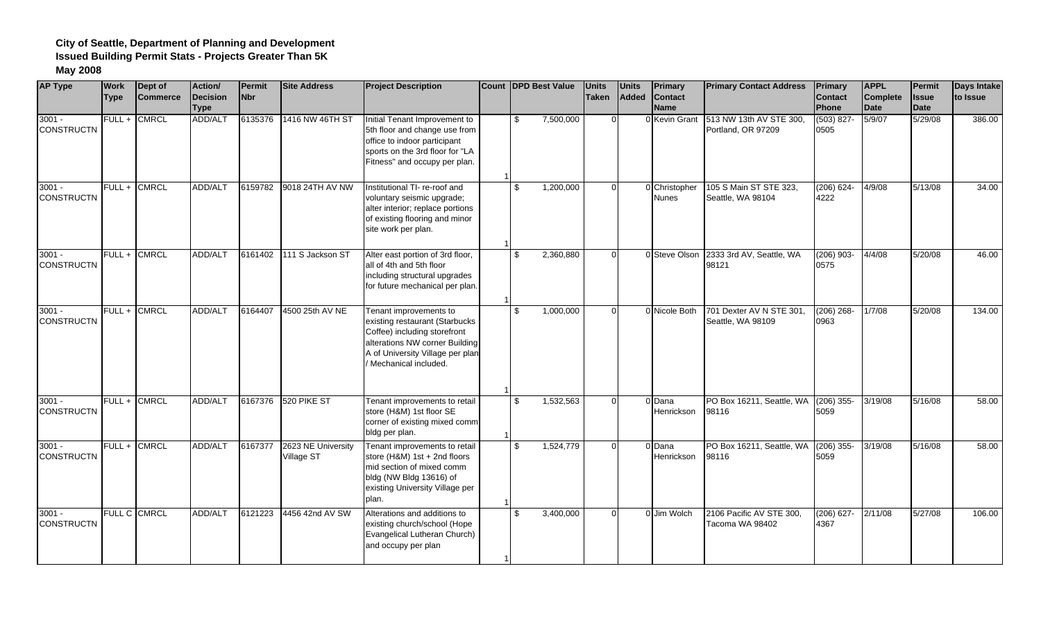**City of Seattle, Department of Planning and Development**
**Issued Building Permit Stats - Projects Greater Than 5K**
**May 2008**

| AP Type | Work Type | Dept of Commerce | Action/ Decision Type | Permit Nbr | Site Address | Project Description | Count | DPD Best Value | Units Taken | Units Added | Primary Contact Name | Primary Contact Address | Primary Contact Phone | APPL Complete Date | Permit Issue Date | Days Intake to Issue |
|---|---|---|---|---|---|---|---|---|---|---|---|---|---|---|---|---|
| 3001 - CONSTRUCTN | FULL + | CMRCL | ADD/ALT | 6135376 | 1416 NW 46TH ST | Initial Tenant Improvement to 5th floor and change use from office to indoor participant sports on the 3rd floor for "LA Fitness" and occupy per plan. | 1 | $ 7,500,000 | 0 | 0 | Kevin Grant | 513 NW 13th AV STE 300, Portland, OR 97209 | (503) 827-0505 | 5/9/07 | 5/29/08 | 386.00 |
| 3001 - CONSTRUCTN | FULL + | CMRCL | ADD/ALT | 6159782 | 9018 24TH AV NW | Institutional TI- re-roof and voluntary seismic upgrade; alter interior; replace portions of existing flooring and minor site work per plan. | 1 | $ 1,200,000 | 0 | 0 | Christopher Nunes | 105 S Main ST STE 323, Seattle, WA 98104 | (206) 624-4222 | 4/9/08 | 5/13/08 | 34.00 |
| 3001 - CONSTRUCTN | FULL + | CMRCL | ADD/ALT | 6161402 | 111 S Jackson ST | Alter east portion of 3rd floor, all of 4th and 5th floor including structural upgrades for future mechanical per plan. | 1 | $ 2,360,880 | 0 | 0 | Steve Olson | 2333 3rd AV, Seattle, WA 98121 | (206) 903-0575 | 4/4/08 | 5/20/08 | 46.00 |
| 3001 - CONSTRUCTN | FULL + | CMRCL | ADD/ALT | 6164407 | 4500 25th AV NE | Tenant improvements to existing restaurant (Starbucks Coffee) including storefront alterations NW corner Building A of University Village per plan / Mechanical included. | 1 | $ 1,000,000 | 0 | 0 | Nicole Both | 701 Dexter AV N STE 301, Seattle, WA 98109 | (206) 268-0963 | 1/7/08 | 5/20/08 | 134.00 |
| 3001 - CONSTRUCTN | FULL + | CMRCL | ADD/ALT | 6167376 | 520 PIKE ST | Tenant improvements to retail store (H&M) 1st floor SE corner of existing mixed comm bldg per plan. | 1 | $ 1,532,563 | 0 | 0 | Dana Henrickson | PO Box 16211, Seattle, WA 98116 | (206) 355-5059 | 3/19/08 | 5/16/08 | 58.00 |
| 3001 - CONSTRUCTN | FULL + | CMRCL | ADD/ALT | 6167377 | 2623 NE University Village ST | Tenant improvements to retail store (H&M) 1st + 2nd floors mid section of mixed comm bldg (NW Bldg 13616) of existing University Village per plan. | 1 | $ 1,524,779 | 0 | 0 | Dana Henrickson | PO Box 16211, Seattle, WA 98116 | (206) 355-5059 | 3/19/08 | 5/16/08 | 58.00 |
| 3001 - CONSTRUCTN | FULL C | CMRCL | ADD/ALT | 6121223 | 4456 42nd AV SW | Alterations and additions to existing church/school (Hope Evangelical Lutheran Church) and occupy per plan | 1 | $ 3,400,000 | 0 | 0 | Jim Wolch | 2106 Pacific AV STE 300, Tacoma WA 98402 | (206) 627-4367 | 2/11/08 | 5/27/08 | 106.00 |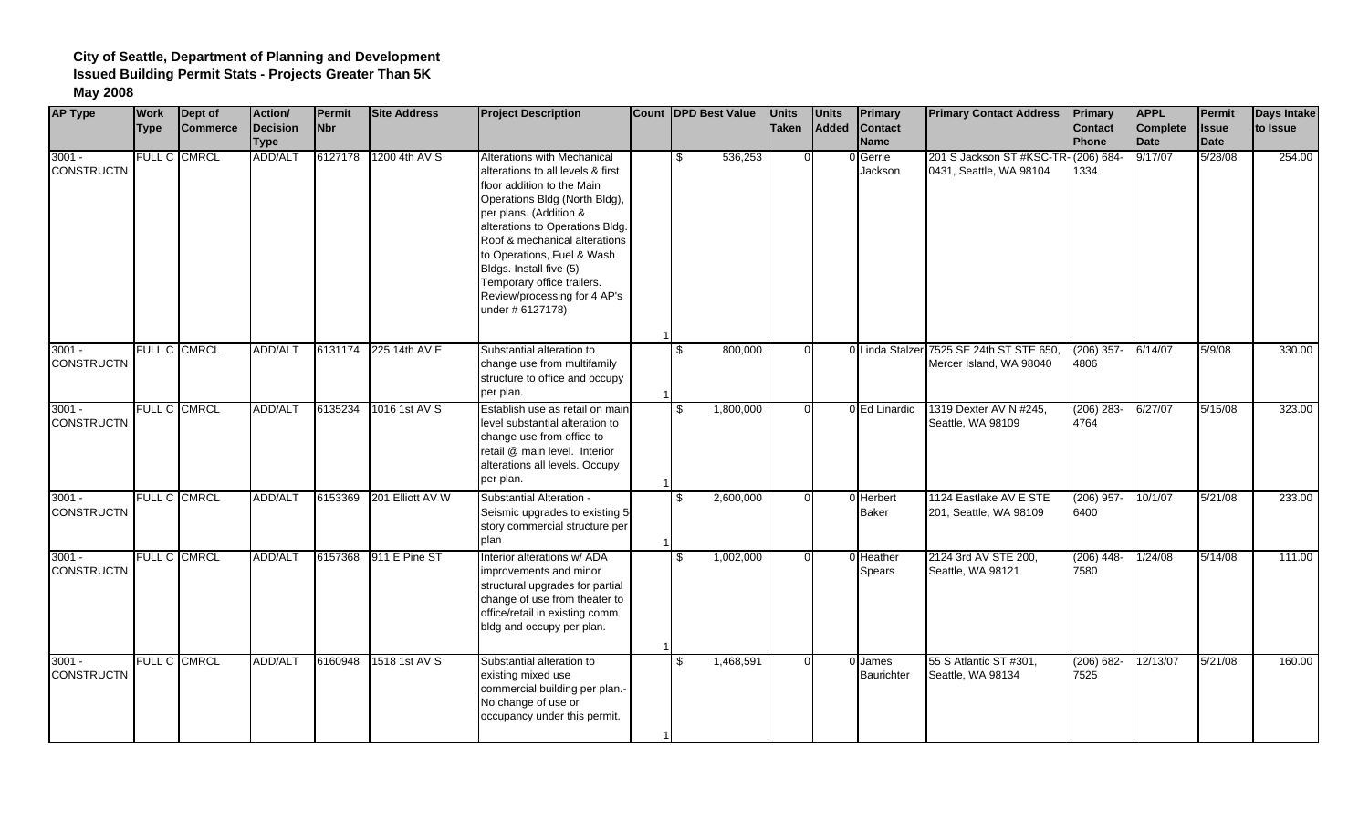**City of Seattle, Department of Planning and Development**
**Issued Building Permit Stats - Projects Greater Than 5K**
**May 2008**

| AP Type | Work Type | Dept of Commerce | Action/ Decision Type | Permit Nbr | Site Address | Project Description | Count | DPD Best Value | Units Taken | Units Added | Primary Contact Name | Primary Contact Address | Primary Contact Phone | APPL Complete Date | Permit Issue Date | Days Intake to Issue |
|---|---|---|---|---|---|---|---|---|---|---|---|---|---|---|---|---|
| 3001 - CONSTRUCTN | FULL C | CMRCL | ADD/ALT | 6127178 | 1200 4th AV S | Alterations with Mechanical alterations to all levels & first floor addition to the Main Operations Bldg (North Bldg), per plans. (Addition & alterations to Operations Bldg. Roof & mechanical alterations to Operations, Fuel & Wash Bldgs. Install five (5) Temporary office trailers. Review/processing for 4 AP's under # 6127178) | 1 | $ 536,253 | 0 | 0 | Gerrie Jackson | 201 S Jackson ST #KSC-TR-0431, Seattle, WA 98104 | (206) 684-1334 | 9/17/07 | 5/28/08 | 254.00 |
| 3001 - CONSTRUCTN | FULL C | CMRCL | ADD/ALT | 6131174 | 225 14th AV E | Substantial alteration to change use from multifamily structure to office and occupy per plan. | 1 | $ 800,000 | 0 | 0 | Linda Stalzer | 7525 SE 24th ST STE 650, Mercer Island, WA 98040 | (206) 357-4806 | 6/14/07 | 5/9/08 | 330.00 |
| 3001 - CONSTRUCTN | FULL C | CMRCL | ADD/ALT | 6135234 | 1016 1st AV S | Establish use as retail on main level substantial alteration to change use from office to retail @ main level. Interior alterations all levels. Occupy per plan. | 1 | $ 1,800,000 | 0 | 0 | Ed Linardic | 1319 Dexter AV N #245, Seattle, WA 98109 | (206) 283-4764 | 6/27/07 | 5/15/08 | 323.00 |
| 3001 - CONSTRUCTN | FULL C | CMRCL | ADD/ALT | 6153369 | 201 Elliott AV W | Substantial Alteration - Seismic upgrades to existing 5 story commercial structure per plan | 1 | $ 2,600,000 | 0 | 0 | Herbert Baker | 1124 Eastlake AV E STE 201, Seattle, WA 98109 | (206) 957-6400 | 10/1/07 | 5/21/08 | 233.00 |
| 3001 - CONSTRUCTN | FULL C | CMRCL | ADD/ALT | 6157368 | 911 E Pine ST | Interior alterations w/ ADA improvements and minor structural upgrades for partial change of use from theater to office/retail in existing comm bldg and occupy per plan. | 1 | $ 1,002,000 | 0 | 0 | Heather Spears | 2124 3rd AV STE 200, Seattle, WA 98121 | (206) 448-7580 | 1/24/08 | 5/14/08 | 111.00 |
| 3001 - CONSTRUCTN | FULL C | CMRCL | ADD/ALT | 6160948 | 1518 1st AV S | Substantial alteration to existing mixed use commercial building per plan.-No change of use or occupancy under this permit. | 1 | $ 1,468,591 | 0 | 0 | James Baurichter | 55 S Atlantic ST #301, Seattle, WA 98134 | (206) 682-7525 | 12/13/07 | 5/21/08 | 160.00 |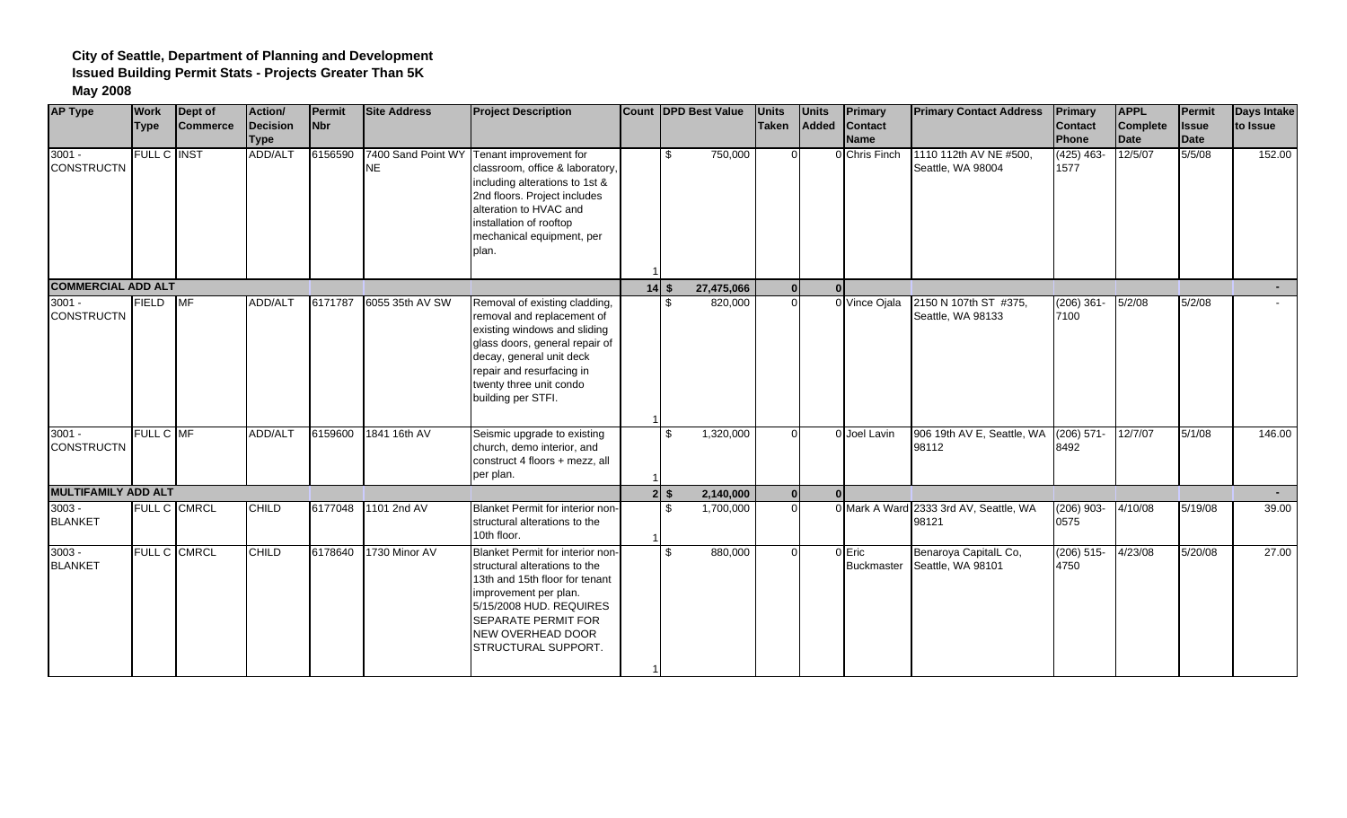**City of Seattle, Department of Planning and Development**
**Issued Building Permit Stats - Projects Greater Than 5K**
**May 2008**

| AP Type | Work Type | Dept of Commerce | Action/ Decision Type | Permit Nbr | Site Address | Project Description | Count | DPD Best Value | Units Taken | Units Added | Primary Contact Name | Primary Contact Address | Primary Contact Phone | APPL Complete Date | Permit Issue Date | Days Intake to Issue |
|---|---|---|---|---|---|---|---|---|---|---|---|---|---|---|---|---|
| 3001 - CONSTRUCTN | FULL C | INST | ADD/ALT | 6156590 | 7400 Sand Point WY NE | Tenant improvement for classroom, office & laboratory, including alterations to 1st & 2nd floors. Project includes alteration to HVAC and installation of rooftop mechanical equipment, per plan. | 1 | $ 750,000 | 0 | 0 | Chris Finch | 1110 112th AV NE #500, Seattle, WA 98004 | (425) 463-1577 | 12/5/07 | 5/5/08 | 152.00 |
| **COMMERCIAL ADD ALT** | | | | | | | **14** | **$ 27,475,066** | **0** | **0** | | | | | | **-** |
| 3001 - CONSTRUCTN | FIELD | MF | ADD/ALT | 6171787 | 6055 35th AV SW | Removal of existing cladding, removal and replacement of existing windows and sliding glass doors, general repair of decay, general unit deck repair and resurfacing in twenty three unit condo building per STFI. | 1 | $ 820,000 | 0 | 0 | Vince Ojala | 2150 N 107th ST #375, Seattle, WA 98133 | (206) 361-7100 | 5/2/08 | 5/2/08 | - |
| 3001 - CONSTRUCTN | FULL C | MF | ADD/ALT | 6159600 | 1841 16th AV | Seismic upgrade to existing church, demo interior, and construct 4 floors + mezz, all per plan. | 1 | $ 1,320,000 | 0 | 0 | Joel Lavin | 906 19th AV E, Seattle, WA 98112 | (206) 571-8492 | 12/7/07 | 5/1/08 | 146.00 |
| **MULTIFAMILY ADD ALT** | | | | | | | **2** | **$ 2,140,000** | **0** | **0** | | | | | | **-** |
| 3003 - BLANKET | FULL C | CMRCL | CHILD | 6177048 | 1101 2nd AV | Blanket Permit for interior non-structural alterations to the 10th floor. | 1 | $ 1,700,000 | 0 | 0 | Mark A Ward | 2333 3rd AV, Seattle, WA 98121 | (206) 903-0575 | 4/10/08 | 5/19/08 | 39.00 |
| 3003 - BLANKET | FULL C | CMRCL | CHILD | 6178640 | 1730 Minor AV | Blanket Permit for interior non-structural alterations to the 13th and 15th floor for tenant improvement per plan. 5/15/2008 HUD. REQUIRES SEPARATE PERMIT FOR NEW OVERHEAD DOOR STRUCTURAL SUPPORT. | 1 | $ 880,000 | 0 | 0 | Eric Buckmaster | Benaroya CapitalL Co, Seattle, WA 98101 | (206) 515-4750 | 4/23/08 | 5/20/08 | 27.00 |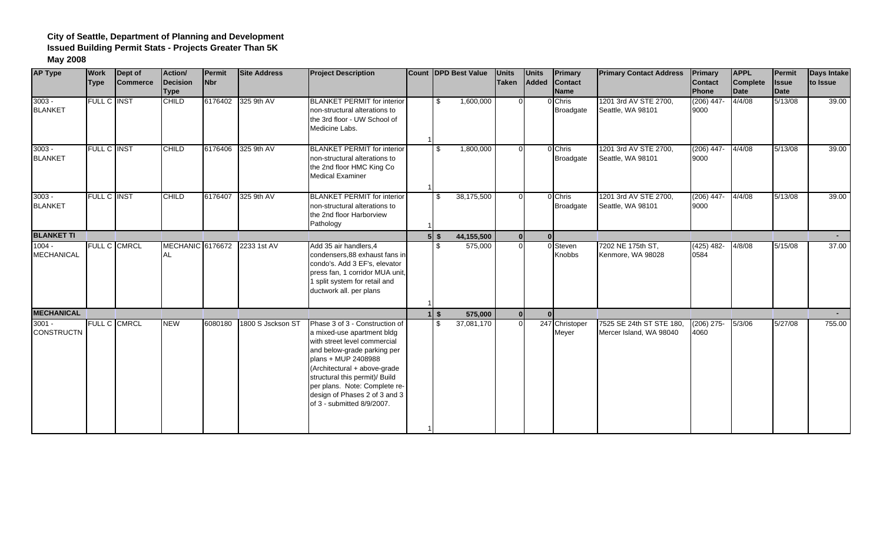**City of Seattle, Department of Planning and Development**
**Issued Building Permit Stats - Projects Greater Than 5K**
**May 2008**

| AP Type | Work Type | Dept of Commerce | Action/ Decision Type | Permit Nbr | Site Address | Project Description | Count | DPD Best Value | Units Taken | Units Added | Primary Contact Name | Primary Contact Address | Primary Contact Phone | APPL Complete Date | Permit Issue Date | Days Intake to Issue |
|---|---|---|---|---|---|---|---|---|---|---|---|---|---|---|---|---|
| 3003 - BLANKET | FULL C | INST | CHILD | 6176402 | 325 9th AV | BLANKET PERMIT for interior non-structural alterations to the 3rd floor - UW School of Medicine Labs. | 1 | $ 1,600,000 | 0 | 0 | Chris Broadgate | 1201 3rd AV STE 2700, Seattle, WA 98101 | (206) 447-9000 | 4/4/08 | 5/13/08 | 39.00 |
| 3003 - BLANKET | FULL C | INST | CHILD | 6176406 | 325 9th AV | BLANKET PERMIT for interior non-structural alterations to the 2nd floor HMC King Co Medical Examiner | 1 | $ 1,800,000 | 0 | 0 | Chris Broadgate | 1201 3rd AV STE 2700, Seattle, WA 98101 | (206) 447-9000 | 4/4/08 | 5/13/08 | 39.00 |
| 3003 - BLANKET | FULL C | INST | CHILD | 6176407 | 325 9th AV | BLANKET PERMIT for interior non-structural alterations to the 2nd floor Harborview Pathology | 1 | $ 38,175,500 | 0 | 0 | Chris Broadgate | 1201 3rd AV STE 2700, Seattle, WA 98101 | (206) 447-9000 | 4/4/08 | 5/13/08 | 39.00 |
| **BLANKET TI** | | | | | | | **5** | **$ 44,155,500** | **0** | **0** | | | | | | **-** |
| 1004 - MECHANICAL | FULL C | CMRCL | MECHANICAL | 6176672 | 2233 1st AV | Add 35 air handlers,4 condensers,88 exhaust fans in condo's. Add 3 EF's, elevator press fan, 1 corridor MUA unit, 1 split system for retail and ductwork all. per plans | 1 | $ 575,000 | 0 | 0 | Steven Knobbs | 7202 NE 175th ST, Kenmore, WA 98028 | (425) 482-0584 | 4/8/08 | 5/15/08 | 37.00 |
| **MECHANICAL** | | | | | | | **1** | **$ 575,000** | **0** | **0** | | | | | | **-** |
| 3001 - CONSTRUCTN | FULL C | CMRCL | NEW | 6080180 | 1800 S Jsckson ST | Phase 3 of 3 - Construction of a mixed-use apartment bldg with street level commercial and below-grade parking per plans + MUP 2408988 (Architectural + above-grade structural this permit)/ Build per plans. Note: Complete re-design of Phases 2 of 3 and 3 of 3 - submitted 8/9/2007. | 1 | $ 37,081,170 | 0 | 247 | Christoper Meyer | 7525 SE 24th ST STE 180, Mercer Island, WA 98040 | (206) 275-4060 | 5/3/06 | 5/27/08 | 755.00 |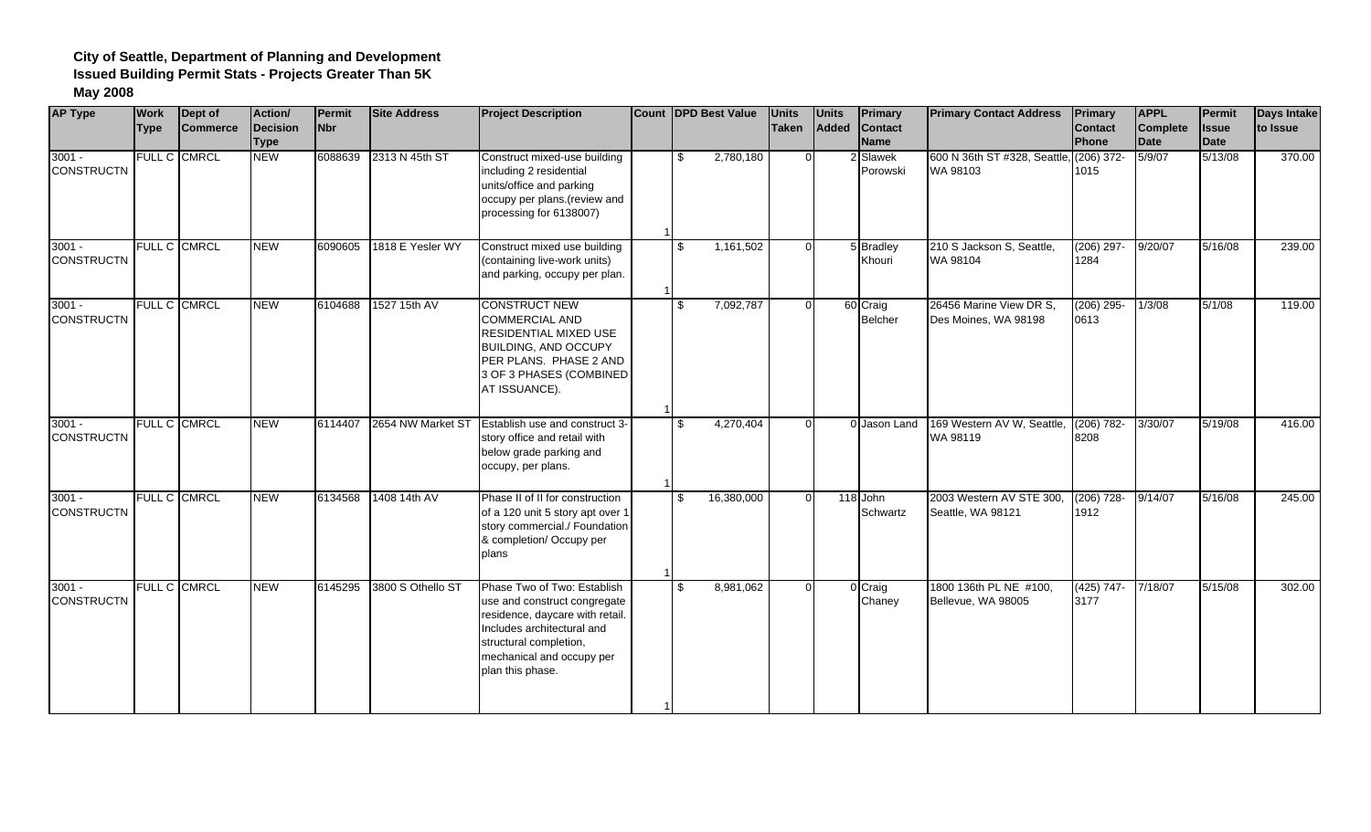**City of Seattle, Department of Planning and Development**
**Issued Building Permit Stats - Projects Greater Than 5K**
**May 2008**

| AP Type | Work Type | Dept of Commerce | Action/ Decision Type | Permit Nbr | Site Address | Project Description | Count | DPD Best Value | Units Taken | Units Added | Primary Contact Name | Primary Contact Address | Primary Contact Phone | APPL Complete Date | Permit Issue Date | Days Intake to Issue |
|---|---|---|---|---|---|---|---|---|---|---|---|---|---|---|---|---|
| 3001 - CONSTRUCTN | FULL C | CMRCL | NEW | 6088639 | 2313 N 45th ST | Construct mixed-use building including 2 residential units/office and parking occupy per plans.(review and processing for 6138007) | 1 | $ 2,780,180 | 0 | 2 | Slawek Porowski | 600 N 36th ST #328, Seattle, WA 98103 | (206) 372-1015 | 5/9/07 | 5/13/08 | 370.00 |
| 3001 - CONSTRUCTN | FULL C | CMRCL | NEW | 6090605 | 1818 E Yesler WY | Construct mixed use building (containing live-work units) and parking, occupy per plan. | 1 | $ 1,161,502 | 0 | 5 | Bradley Khouri | 210 S Jackson S, Seattle, WA 98104 | (206) 297-1284 | 9/20/07 | 5/16/08 | 239.00 |
| 3001 - CONSTRUCTN | FULL C | CMRCL | NEW | 6104688 | 1527 15th AV | CONSTRUCT NEW COMMERCIAL AND RESIDENTIAL MIXED USE BUILDING, AND OCCUPY PER PLANS. PHASE 2 AND 3 OF 3 PHASES (COMBINED AT ISSUANCE). | 1 | $ 7,092,787 | 0 | 60 | Craig Belcher | 26456 Marine View DR S, Des Moines, WA 98198 | (206) 295-0613 | 1/3/08 | 5/1/08 | 119.00 |
| 3001 - CONSTRUCTN | FULL C | CMRCL | NEW | 6114407 | 2654 NW Market ST | Establish use and construct 3-story office and retail with below grade parking and occupy, per plans. | 1 | $ 4,270,404 | 0 | 0 | Jason Land | 169 Western AV W, Seattle, WA 98119 | (206) 782-8208 | 3/30/07 | 5/19/08 | 416.00 |
| 3001 - CONSTRUCTN | FULL C | CMRCL | NEW | 6134568 | 1408 14th AV | Phase II of II for construction of a 120 unit 5 story apt over 1 story commercial./ Foundation & completion/ Occupy per plans | 1 | $ 16,380,000 | 0 | 118 | John Schwartz | 2003 Western AV STE 300, Seattle, WA 98121 | (206) 728-1912 | 9/14/07 | 5/16/08 | 245.00 |
| 3001 - CONSTRUCTN | FULL C | CMRCL | NEW | 6145295 | 3800 S Othello ST | Phase Two of Two: Establish use and construct congregate residence, daycare with retail. Includes architectural and structural completion, mechanical and occupy per plan this phase. | 1 | $ 8,981,062 | 0 | 0 | Craig Chaney | 1800 136th PL NE #100, Bellevue, WA 98005 | (425) 747-3177 | 7/18/07 | 5/15/08 | 302.00 |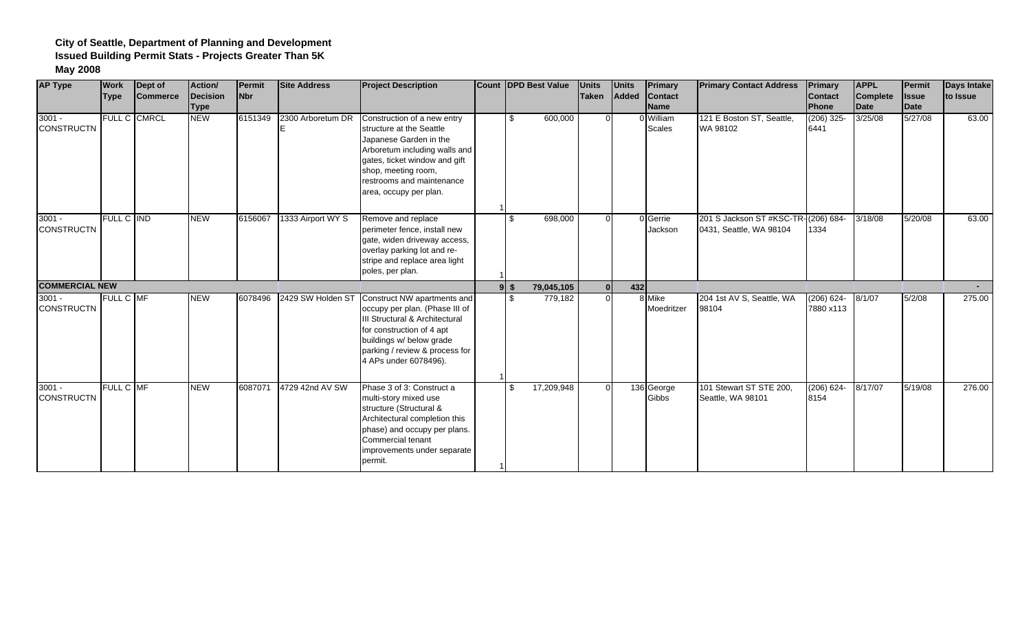**City of Seattle, Department of Planning and Development**
**Issued Building Permit Stats - Projects Greater Than 5K**
**May 2008**

| AP Type | Work Type | Dept of Commerce | Action/ Decision Type | Permit Nbr | Site Address | Project Description | Count | DPD Best Value | Units Taken | Units Added | Primary Contact Name | Primary Contact Address | Primary Contact Phone | APPL Complete Date | Permit Issue Date | Days Intake to Issue |
|---|---|---|---|---|---|---|---|---|---|---|---|---|---|---|---|---|
| 3001 - CONSTRUCTN | FULL C | CMRCL | NEW | 6151349 | 2300 Arboretum DR E | Construction of a new entry structure at the Seattle Japanese Garden in the Arboretum including walls and gates, ticket window and gift shop, meeting room, restrooms and maintenance area, occupy per plan. | 1 | $ 600,000 | 0 | 0 | William Scales | 121 E Boston ST, Seattle, WA 98102 | (206) 325-6441 | 3/25/08 | 5/27/08 | 63.00 |
| 3001 - CONSTRUCTN | FULL C | IND | NEW | 6156067 | 1333 Airport WY S | Remove and replace perimeter fence, install new gate, widen driveway access, overlay parking lot and re-stripe and replace area light poles, per plan. | 1 | $ 698,000 | 0 | 0 | Gerrie Jackson | 201 S Jackson ST #KSC-TR-0431, Seattle, WA 98104 | (206) 684-1334 | 3/18/08 | 5/20/08 | 63.00 |
| **COMMERCIAL NEW** | | | | | | | **9** | **$ 79,045,105** | **0** | **432** | | | | | | **-** |
| 3001 - CONSTRUCTN | FULL C | MF | NEW | 6078496 | 2429 SW Holden ST | Construct NW apartments and occupy per plan. (Phase III of III Structural & Architectural for construction of 4 apt buildings w/ below grade parking / review & process for 4 APs under 6078496). | 1 | $ 779,182 | 0 | 8 | Mike Moedritzer | 204 1st AV S, Seattle, WA 98104 | (206) 624-7880 x113 | 8/1/07 | 5/2/08 | 275.00 |
| 3001 - CONSTRUCTN | FULL C | MF | NEW | 6087071 | 4729 42nd AV SW | Phase 3 of 3: Construct a multi-story mixed use structure (Structural & Architectural completion this phase) and occupy per plans. Commercial tenant improvements under separate permit. | 1 | $ 17,209,948 | 0 | 136 | George Gibbs | 101 Stewart ST STE 200, Seattle, WA 98101 | (206) 624-8154 | 8/17/07 | 5/19/08 | 276.00 |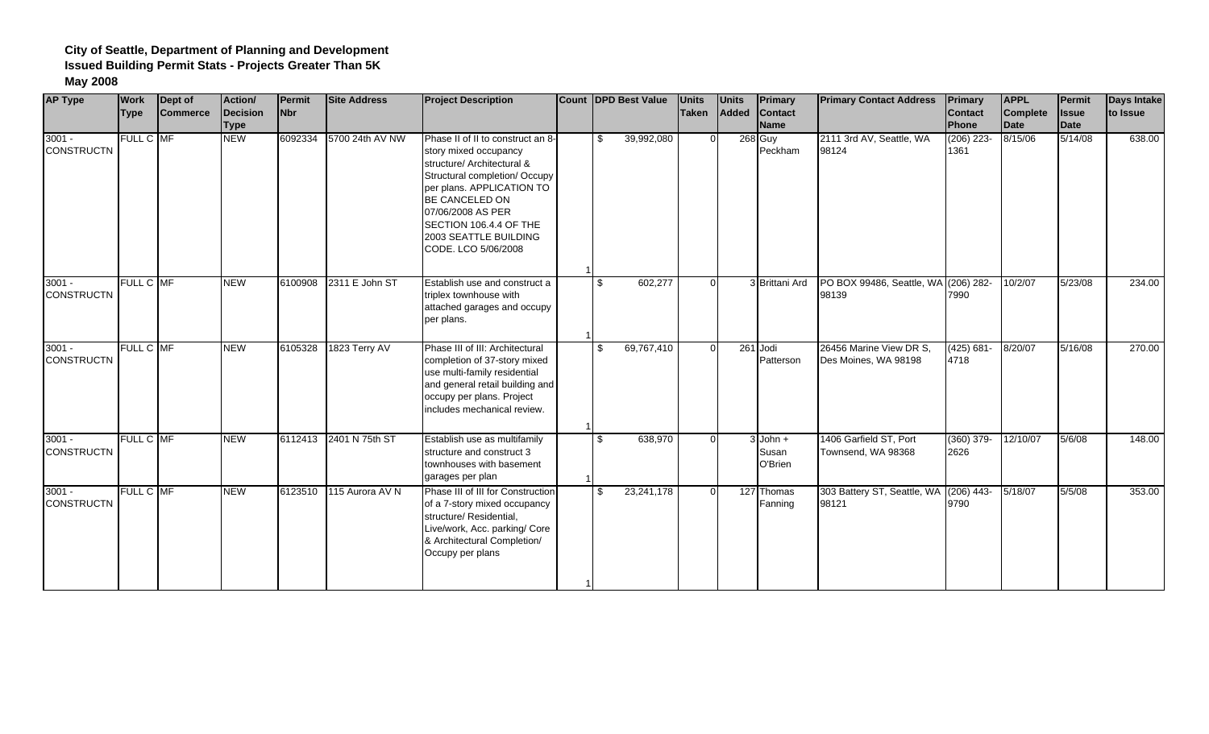**City of Seattle, Department of Planning and Development**
**Issued Building Permit Stats - Projects Greater Than 5K**
**May 2008**

| AP Type | Work Type | Dept of Commerce | Action/ Decision Type | Permit Nbr | Site Address | Project Description | Count | DPD Best Value | Units Taken | Units Added | Primary Contact Name | Primary Contact Address | Primary Contact Phone | APPL Complete Date | Permit Issue Date | Days Intake to Issue |
|---|---|---|---|---|---|---|---|---|---|---|---|---|---|---|---|---|
| 3001 - CONSTRUCTN | FULL C | MF | NEW | 6092334 | 5700 24th AV NW | Phase II of II to construct an 8-story mixed occupancy structure/ Architectural & Structural completion/ Occupy per plans. APPLICATION TO BE CANCELED ON 07/06/2008 AS PER SECTION 106.4.4 OF THE 2003 SEATTLE BUILDING CODE. LCO 5/06/2008 | 1 | $ 39,992,080 | 0 | 268 | Guy Peckham | 2111 3rd AV, Seattle, WA 98124 | (206) 223-1361 | 8/15/06 | 5/14/08 | 638.00 |
| 3001 - CONSTRUCTN | FULL C | MF | NEW | 6100908 | 2311 E John ST | Establish use and construct a triplex townhouse with attached garages and occupy per plans. | 1 | $ 602,277 | 0 | 3 | Brittani Ard | PO BOX 99486, Seattle, WA 98139 | (206) 282-7990 | 10/2/07 | 5/23/08 | 234.00 |
| 3001 - CONSTRUCTN | FULL C | MF | NEW | 6105328 | 1823 Terry AV | Phase III of III: Architectural completion of 37-story mixed use multi-family residential and general retail building and occupy per plans. Project includes mechanical review. | 1 | $ 69,767,410 | 0 | 261 | Jodi Patterson | 26456 Marine View DR S, Des Moines, WA 98198 | (425) 681-4718 | 8/20/07 | 5/16/08 | 270.00 |
| 3001 - CONSTRUCTN | FULL C | MF | NEW | 6112413 | 2401 N 75th ST | Establish use as multifamily structure and construct 3 townhouses with basement garages per plan | 1 | $ 638,970 | 0 | 3 | John + Susan O'Brien | 1406 Garfield ST, Port Townsend, WA 98368 | (360) 379-2626 | 12/10/07 | 5/6/08 | 148.00 |
| 3001 - CONSTRUCTN | FULL C | MF | NEW | 6123510 | 115 Aurora AV N | Phase III of III for Construction of a 7-story mixed occupancy structure/ Residential, Live/work, Acc. parking/ Core & Architectural Completion/ Occupy per plans | 1 | $ 23,241,178 | 0 | 127 | Thomas Fanning | 303 Battery ST, Seattle, WA 98121 | (206) 443-9790 | 5/18/07 | 5/5/08 | 353.00 |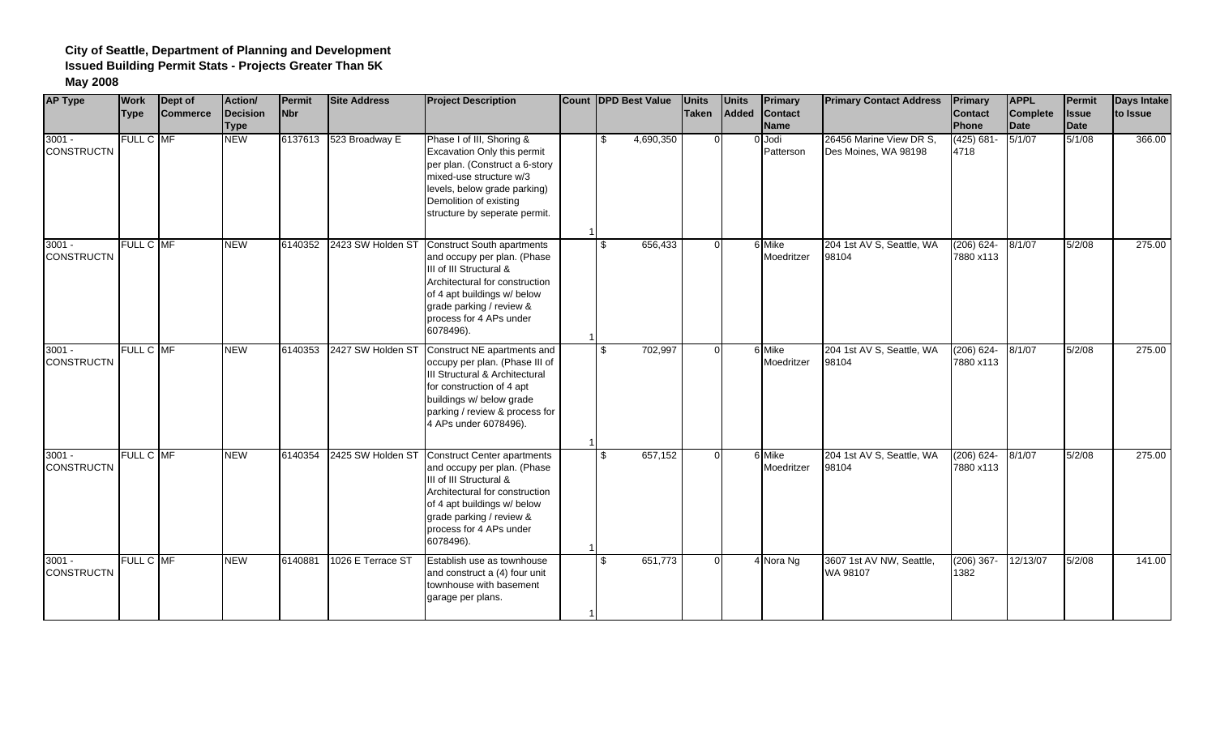**City of Seattle, Department of Planning and Development**
**Issued Building Permit Stats - Projects Greater Than 5K**
**May 2008**

| AP Type | Work Type | Dept of Commerce | Action/ Decision Type | Permit Nbr | Site Address | Project Description | Count | DPD Best Value | Units Taken | Units Added | Primary Contact Name | Primary Contact Address | Primary Contact Phone | APPL Complete Date | Permit Issue Date | Days Intake to Issue |
|---|---|---|---|---|---|---|---|---|---|---|---|---|---|---|---|---|
| 3001 - CONSTRUCTN | FULL C | MF | NEW | 6137613 | 523 Broadway E | Phase I of III, Shoring & Excavation Only this permit per plan. (Construct a 6-story mixed-use structure w/3 levels, below grade parking) Demolition of existing structure by seperate permit. | 1 | $ 4,690,350 | 0 | 0 | Jodi Patterson | 26456 Marine View DR S, Des Moines, WA 98198 | (425) 681-4718 | 5/1/07 | 5/1/08 | 366.00 |
| 3001 - CONSTRUCTN | FULL C | MF | NEW | 6140352 | 2423 SW Holden ST | Construct South apartments and occupy per plan. (Phase III of III Structural & Architectural for construction of 4 apt buildings w/ below grade parking / review & process for 4 APs under 6078496). | 1 | $ 656,433 | 0 | 6 | Mike Moedritzer | 204 1st AV S, Seattle, WA 98104 | (206) 624-7880 x113 | 8/1/07 | 5/2/08 | 275.00 |
| 3001 - CONSTRUCTN | FULL C | MF | NEW | 6140353 | 2427 SW Holden ST | Construct NE apartments and occupy per plan. (Phase III of III Structural & Architectural for construction of 4 apt buildings w/ below grade parking / review & process for 4 APs under 6078496). | 1 | $ 702,997 | 0 | 6 | Mike Moedritzer | 204 1st AV S, Seattle, WA 98104 | (206) 624-7880 x113 | 8/1/07 | 5/2/08 | 275.00 |
| 3001 - CONSTRUCTN | FULL C | MF | NEW | 6140354 | 2425 SW Holden ST | Construct Center apartments and occupy per plan. (Phase III of III Structural & Architectural for construction of 4 apt buildings w/ below grade parking / review & process for 4 APs under 6078496). | 1 | $ 657,152 | 0 | 6 | Mike Moedritzer | 204 1st AV S, Seattle, WA 98104 | (206) 624-7880 x113 | 8/1/07 | 5/2/08 | 275.00 |
| 3001 - CONSTRUCTN | FULL C | MF | NEW | 6140881 | 1026 E Terrace ST | Establish use as townhouse and construct a (4) four unit townhouse with basement garage per plans. | 1 | $ 651,773 | 0 | 4 | Nora Ng | 3607 1st AV NW, Seattle, WA 98107 | (206) 367-1382 | 12/13/07 | 5/2/08 | 141.00 |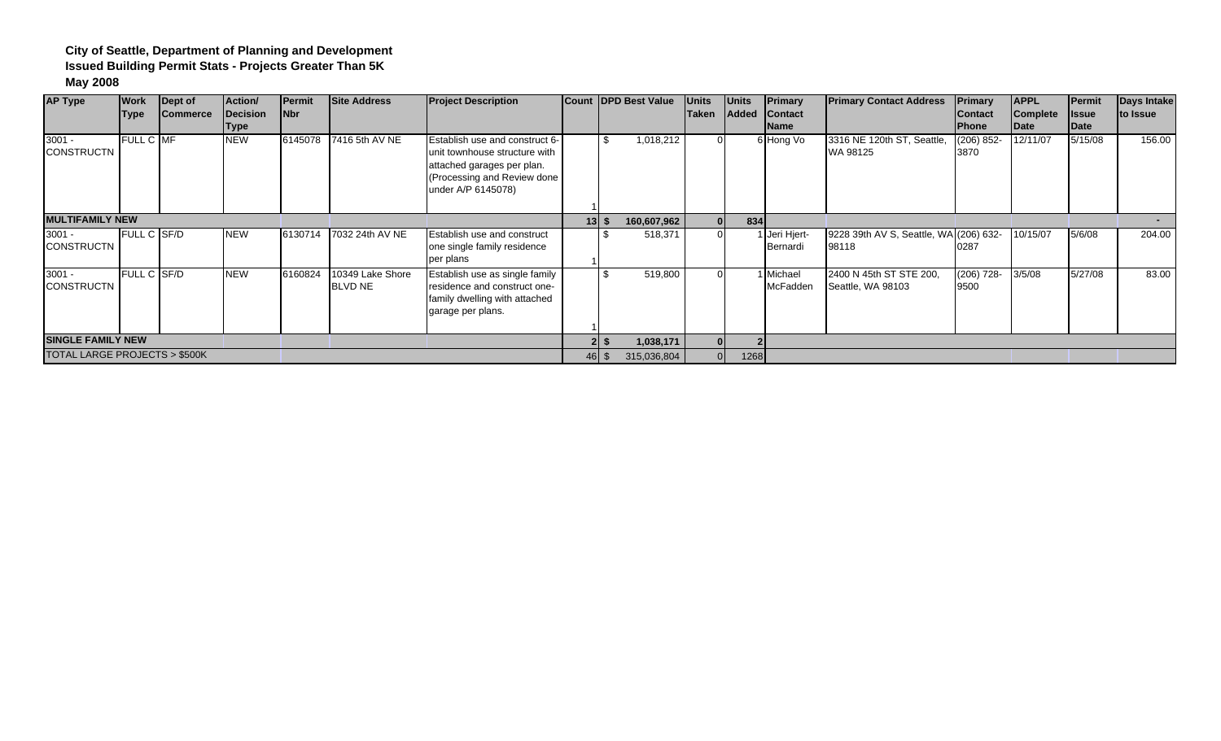**City of Seattle, Department of Planning and Development**
**Issued Building Permit Stats - Projects Greater Than 5K**
**May 2008**

| AP Type | Work Type | Dept of Commerce | Action/ Decision Type | Permit Nbr | Site Address | Project Description | Count | DPD Best Value | Units Taken | Units Added | Primary Contact Name | Primary Contact Address | Primary Contact Phone | APPL Complete Date | Permit Issue Date | Days Intake to Issue |
|---|---|---|---|---|---|---|---|---|---|---|---|---|---|---|---|---|
| 3001 - CONSTRUCTN | FULL C | MF | NEW | 6145078 | 7416 5th AV NE | Establish use and construct 6-unit townhouse structure with attached garages per plan. (Processing and Review done under A/P 6145078) | 1 | $ 1,018,212 | 0 | 6 | Hong Vo | 3316 NE 120th ST, Seattle, WA 98125 | (206) 852-3870 | 12/11/07 | 5/15/08 | 156.00 |
| **MULTIFAMILY NEW** | | | | | | | **13** | **$ 160,607,962** | **0** | **834** | | | | | | **-** |
| 3001 - CONSTRUCTN | FULL C | SF/D | NEW | 6130714 | 7032 24th AV NE | Establish use and construct one single family residence per plans | 1 | $ 518,371 | 0 | 1 | Jeri Hjert-Bernardi | 9228 39th AV S, Seattle, WA 98118 | (206) 632-0287 | 10/15/07 | 5/6/08 | 204.00 |
| 3001 - CONSTRUCTN | FULL C | SF/D | NEW | 6160824 | 10349 Lake Shore BLVD NE | Establish use as single family residence and construct one-family dwelling with attached garage per plans. | 1 | $ 519,800 | 0 | 1 | Michael McFadden | 2400 N 45th ST STE 200, Seattle, WA 98103 | (206) 728-9500 | 3/5/08 | 5/27/08 | 83.00 |
| **SINGLE FAMILY NEW** | | | | | | | **2** | **$ 1,038,171** | **0** | **2** | | | | | | |
| TOTAL LARGE PROJECTS > $500K | | | | | | | 46 | $ 315,036,804 | 0 | 1268 | | | | | | |